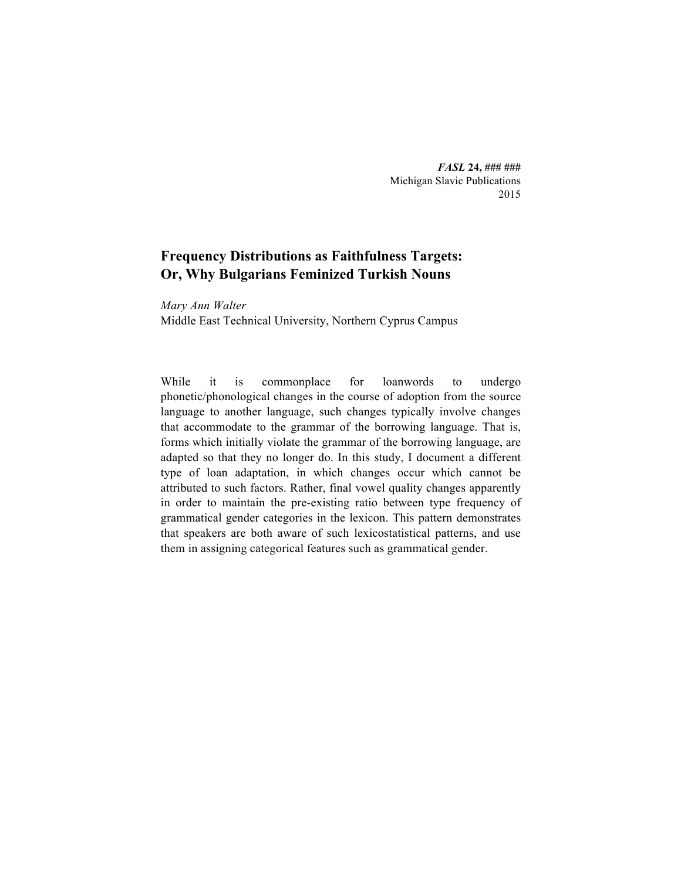# Frequency Distributions as Faithfulness Targets: Or, Why Bulgarians Feminized Turkish Nouns

*Mary Ann Walter*
Middle East Technical University, Northern Cyprus Campus

While it is commonplace for loanwords to undergo phonetic/phonological changes in the course of adoption from the source language to another language, such changes typically involve changes that accommodate to the grammar of the borrowing language. That is, forms which initially violate the grammar of the borrowing language, are adapted so that they no longer do. In this study, I document a different type of loan adaptation, in which changes occur which cannot be attributed to such factors. Rather, final vowel quality changes apparently in order to maintain the pre-existing ratio between type frequency of grammatical gender categories in the lexicon. This pattern demonstrates that speakers are both aware of such lexicostatistical patterns, and use them in assigning categorical features such as grammatical gender.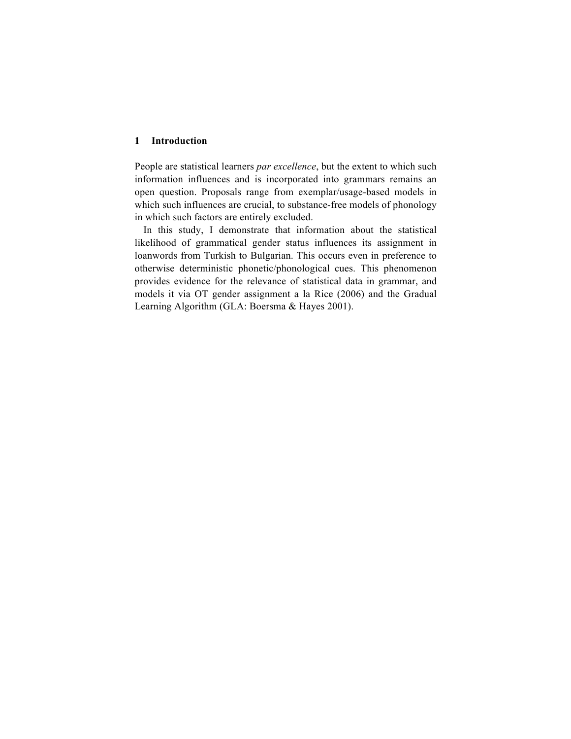## 1 Introduction

People are statistical learners *par excellence*, but the extent to which such information influences and is incorporated into grammars remains an open question. Proposals range from exemplar/usage-based models in which such influences are crucial, to substance-free models of phonology in which such factors are entirely excluded.

In this study, I demonstrate that information about the statistical likelihood of grammatical gender status influences its assignment in loanwords from Turkish to Bulgarian. This occurs even in preference to otherwise deterministic phonetic/phonological cues. This phenomenon provides evidence for the relevance of statistical data in grammar, and models it via OT gender assignment a la Rice (2006) and the Gradual Learning Algorithm (GLA: Boersma & Hayes 2001).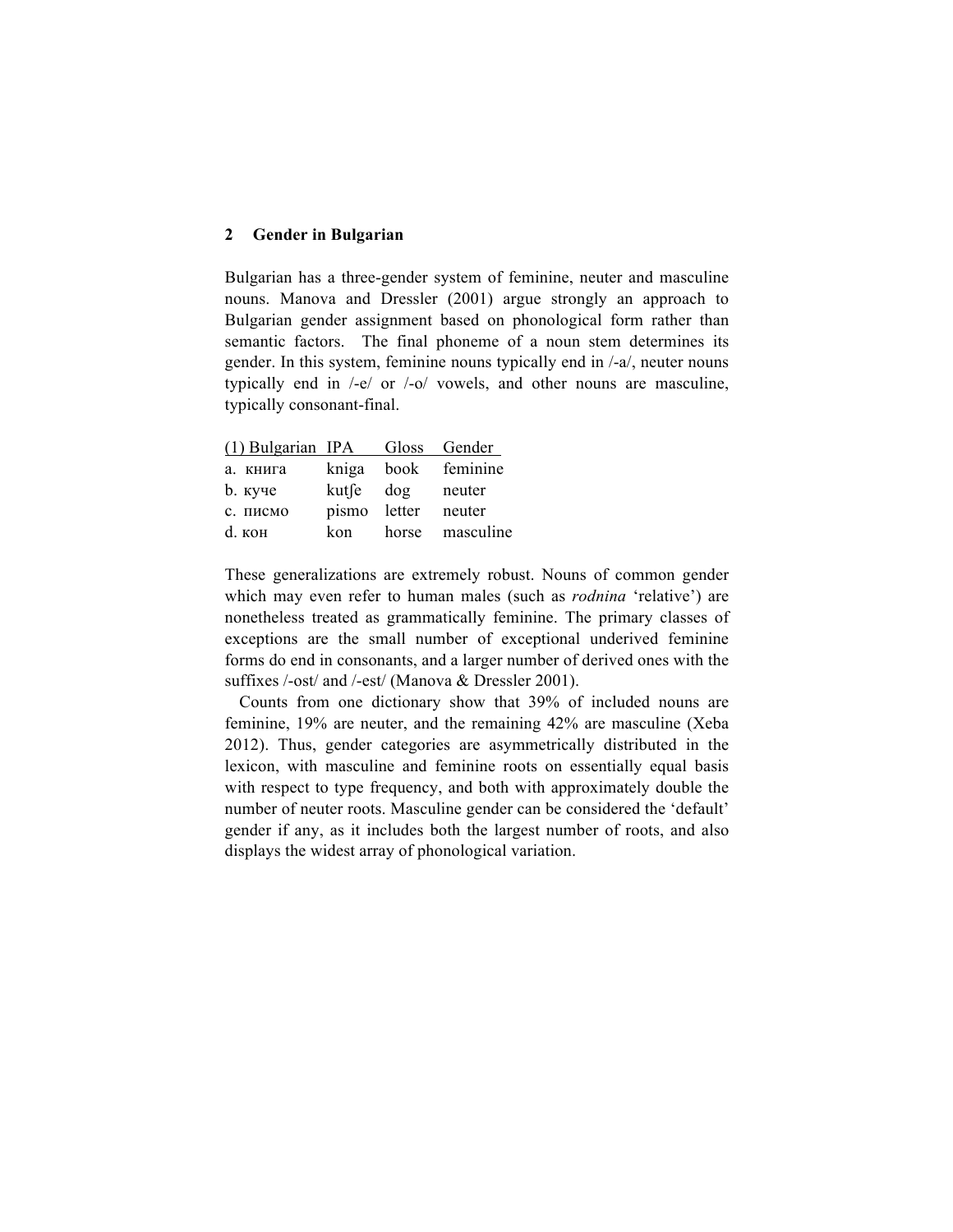## 2 Gender in Bulgarian

Bulgarian has a three-gender system of feminine, neuter and masculine nouns. Manova and Dressler (2001) argue strongly an approach to Bulgarian gender assignment based on phonological form rather than semantic factors. The final phoneme of a noun stem determines its gender. In this system, feminine nouns typically end in /-a/, neuter nouns typically end in /-e/ or /-o/ vowels, and other nouns are masculine, typically consonant-final.

| (1) Bulgarian | IPA | Gloss | Gender |
|---|---|---|---|
| a. книга | kniga | book | feminine |
| b. куче | kutʃe | dog | neuter |
| c. писмо | pismo | letter | neuter |
| d. кон | kon | horse | masculine |

These generalizations are extremely robust. Nouns of common gender which may even refer to human males (such as *rodnina* 'relative') are nonetheless treated as grammatically feminine. The primary classes of exceptions are the small number of exceptional underived feminine forms do end in consonants, and a larger number of derived ones with the suffixes /-ost/ and /-est/ (Manova & Dressler 2001).

Counts from one dictionary show that 39% of included nouns are feminine, 19% are neuter, and the remaining 42% are masculine (Xeba 2012). Thus, gender categories are asymmetrically distributed in the lexicon, with masculine and feminine roots on essentially equal basis with respect to type frequency, and both with approximately double the number of neuter roots. Masculine gender can be considered the 'default' gender if any, as it includes both the largest number of roots, and also displays the widest array of phonological variation.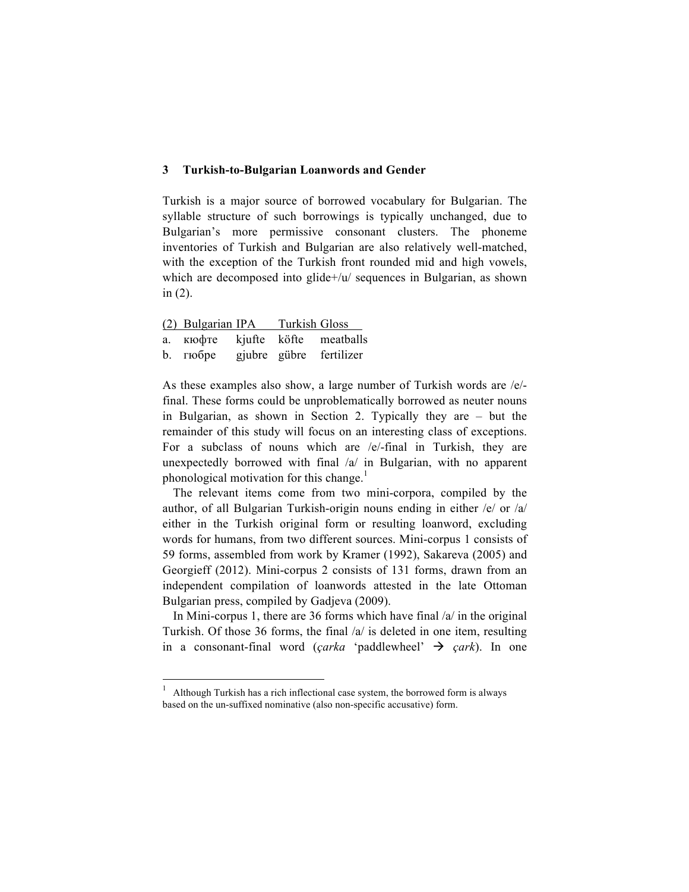## 3 Turkish-to-Bulgarian Loanwords and Gender

Turkish is a major source of borrowed vocabulary for Bulgarian. The syllable structure of such borrowings is typically unchanged, due to Bulgarian's more permissive consonant clusters. The phoneme inventories of Turkish and Bulgarian are also relatively well-matched, with the exception of the Turkish front rounded mid and high vowels, which are decomposed into glide+/u/ sequences in Bulgarian, as shown in (2).

| (2) | Bulgarian | IPA | Turkish | Gloss |
|---|---|---|---|---|
| a. | кюфте | kjufte | köfte | meatballs |
| b. | гюбре | gjubre | gübre | fertilizer |

As these examples also show, a large number of Turkish words are /e/-final. These forms could be unproblematically borrowed as neuter nouns in Bulgarian, as shown in Section 2. Typically they are – but the remainder of this study will focus on an interesting class of exceptions. For a subclass of nouns which are /e/-final in Turkish, they are unexpectedly borrowed with final /a/ in Bulgarian, with no apparent phonological motivation for this change.[1]

The relevant items come from two mini-corpora, compiled by the author, of all Bulgarian Turkish-origin nouns ending in either /e/ or /a/ either in the Turkish original form or resulting loanword, excluding words for humans, from two different sources. Mini-corpus 1 consists of 59 forms, assembled from work by Kramer (1992), Sakareva (2005) and Georgieff (2012). Mini-corpus 2 consists of 131 forms, drawn from an independent compilation of loanwords attested in the late Ottoman Bulgarian press, compiled by Gadjeva (2009).

In Mini-corpus 1, there are 36 forms which have final /a/ in the original Turkish. Of those 36 forms, the final /a/ is deleted in one item, resulting in a consonant-final word (*çarka* 'paddlewheel' → *çark*). In one

---

[1] Although Turkish has a rich inflectional case system, the borrowed form is always based on the un-suffixed nominative (also non-specific accusative) form.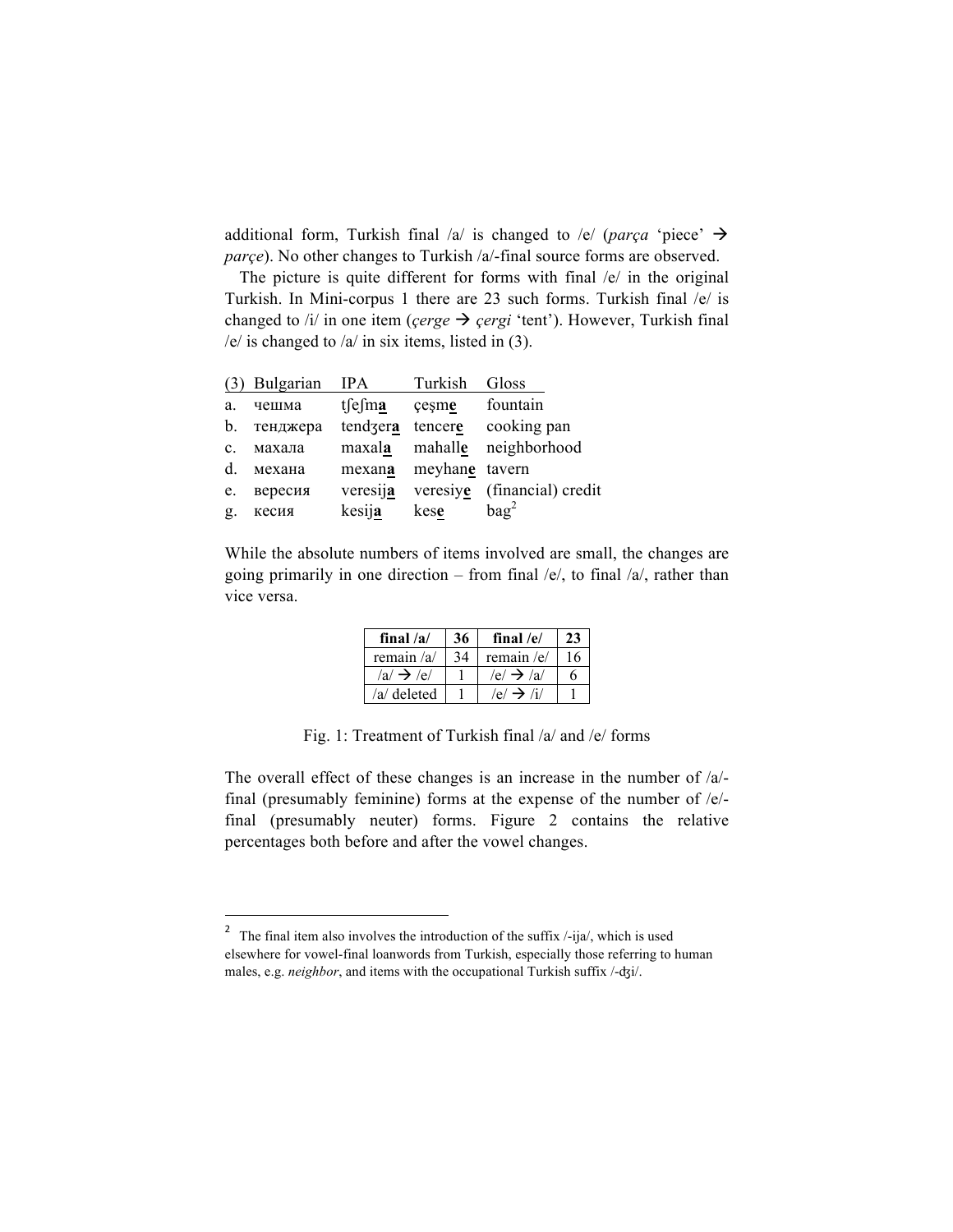additional form, Turkish final /a/ is changed to /e/ (*parça* 'piece' → *parçe*). No other changes to Turkish /a/-final source forms are observed.

The picture is quite different for forms with final /e/ in the original Turkish. In Mini-corpus 1 there are 23 such forms. Turkish final /e/ is changed to /i/ in one item (*çerge* → *çergi* 'tent'). However, Turkish final /e/ is changed to /a/ in six items, listed in (3).

| (3) | Bulgarian | IPA | Turkish | Gloss |
|---|---|---|---|---|
| a. | чешма | tʃeʃm**a** | çeşm**e** | fountain |
| b. | тенджера | tendʒer**a** | tencer**e** | cooking pan |
| c. | махала | maxal**a** | mahall**e** | neighborhood |
| d. | механа | mexan**a** | meyhan**e** | tavern |
| e. | вересия | veresij**a** | veresiy**e** | (financial) credit |
| g. | кесия | kesij**a** | kes**e** | bag[2] |

While the absolute numbers of items involved are small, the changes are going primarily in one direction – from final /e/, to final /a/, rather than vice versa.

| final /a/ | 36 | final /e/ | 23 |
|---|---|---|---|
| remain /a/ | 34 | remain /e/ | 16 |
| /a/ → /e/ | 1 | /e/ → /a/ | 6 |
| /a/ deleted | 1 | /e/ → /i/ | 1 |

Fig. 1: Treatment of Turkish final /a/ and /e/ forms

The overall effect of these changes is an increase in the number of /a/-final (presumably feminine) forms at the expense of the number of /e/-final (presumably neuter) forms. Figure 2 contains the relative percentages both before and after the vowel changes.

---

[2] The final item also involves the introduction of the suffix /-ija/, which is used elsewhere for vowel-final loanwords from Turkish, especially those referring to human males, e.g. *neighbor*, and items with the occupational Turkish suffix /-ʤi/.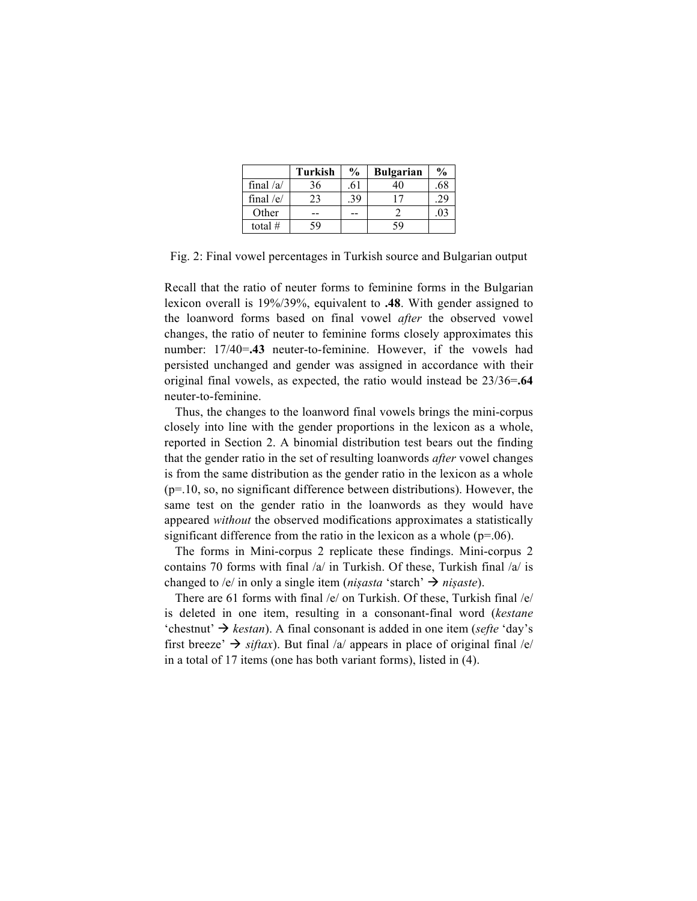| | Turkish | % | Bulgarian | % |
|---|---|---|---|---|
| final /a/ | 36 | .61 | 40 | .68 |
| final /e/ | 23 | .39 | 17 | .29 |
| Other | -- | -- | 2 | .03 |
| total # | 59 | | 59 | |

Fig. 2: Final vowel percentages in Turkish source and Bulgarian output

Recall that the ratio of neuter forms to feminine forms in the Bulgarian lexicon overall is 19%/39%, equivalent to **.48**. With gender assigned to the loanword forms based on final vowel *after* the observed vowel changes, the ratio of neuter to feminine forms closely approximates this number: 17/40=**.43** neuter-to-feminine. However, if the vowels had persisted unchanged and gender was assigned in accordance with their original final vowels, as expected, the ratio would instead be 23/36=**.64** neuter-to-feminine.

Thus, the changes to the loanword final vowels brings the mini-corpus closely into line with the gender proportions in the lexicon as a whole, reported in Section 2. A binomial distribution test bears out the finding that the gender ratio in the set of resulting loanwords *after* vowel changes is from the same distribution as the gender ratio in the lexicon as a whole ($p=.10$, so, no significant difference between distributions). However, the same test on the gender ratio in the loanwords as they would have appeared *without* the observed modifications approximates a statistically significant difference from the ratio in the lexicon as a whole ($p=.06$).

The forms in Mini-corpus 2 replicate these findings. Mini-corpus 2 contains 70 forms with final /a/ in Turkish. Of these, Turkish final /a/ is changed to /e/ in only a single item (*nişasta* 'starch' → *nişaste*).

There are 61 forms with final /e/ on Turkish. Of these, Turkish final /e/ is deleted in one item, resulting in a consonant-final word (*kestane* 'chestnut' → *kestan*). A final consonant is added in one item (*sefte* 'day's first breeze' → *siftax*). But final /a/ appears in place of original final /e/ in a total of 17 items (one has both variant forms), listed in (4).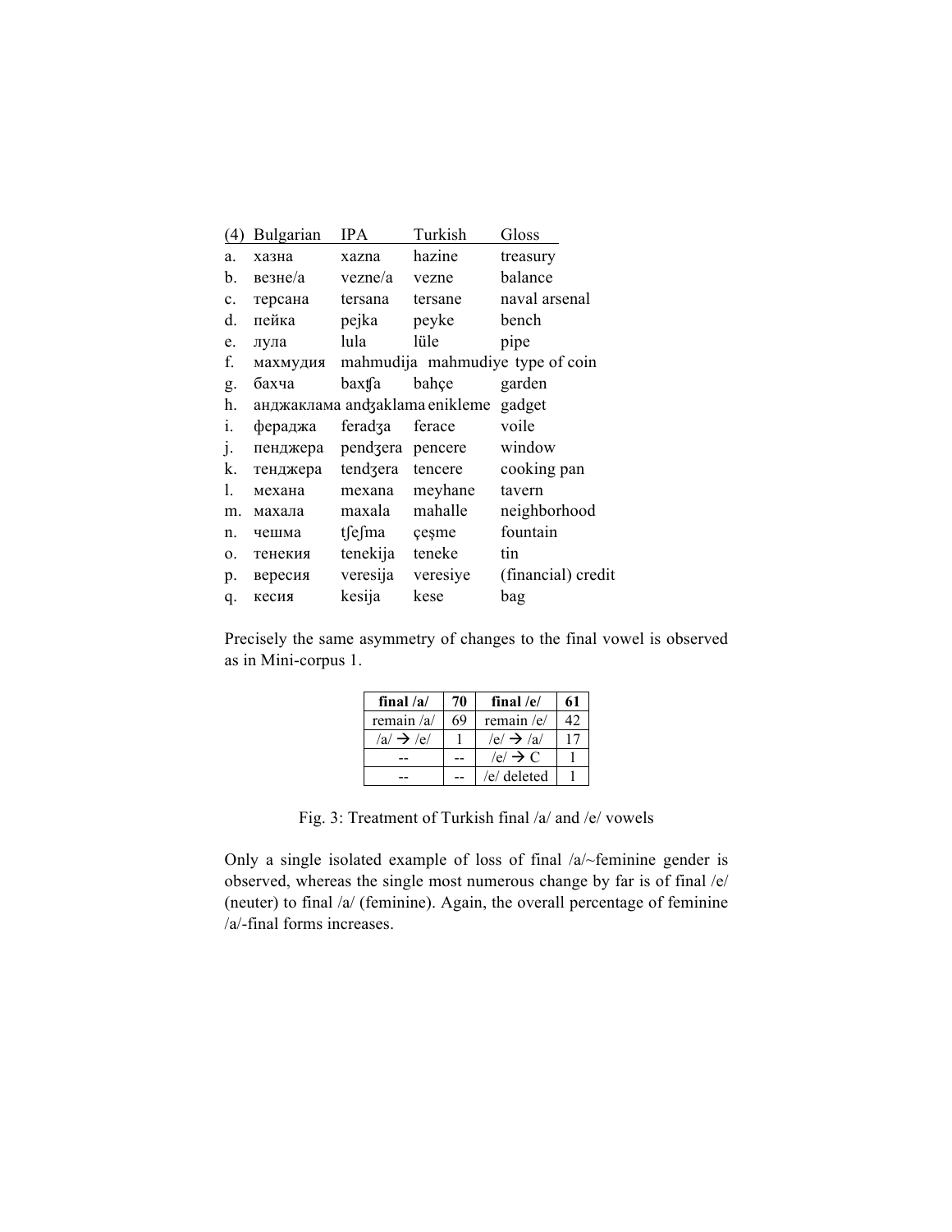| (4) | Bulgarian | IPA | Turkish | Gloss |
|---|---|---|---|---|
| a. | хазна | xazna | hazine | treasury |
| b. | везне/а | vezne/a | vezne | balance |
| c. | терсана | tersana | tersane | naval arsenal |
| d. | пейка | pejka | peyke | bench |
| e. | лула | lula | lüle | pipe |
| f. | махмудия | mahmudija | mahmudiye | type of coin |
| g. | бахча | baxʧa | bahçe | garden |
| h. | анджаклама | andʒaklama | enikleme | gadget |
| i. | фераджа | feradʒa | ferace | voile |
| j. | пенджера | pendʒera | pencere | window |
| k. | тенджера | tendʒera | tencere | cooking pan |
| l. | механа | mexana | meyhane | tavern |
| m. | махала | maxala | mahalle | neighborhood |
| n. | чешма | tʃeʃma | çeşme | fountain |
| o. | тенекия | tenekija | teneke | tin |
| p. | вересия | veresija | veresiye | (financial) credit |
| q. | кесия | kesija | kese | bag |

Precisely the same asymmetry of changes to the final vowel is observed as in Mini-corpus 1.

| final /a/ | 70 | final /e/ | 61 |
|---|---|---|---|
| remain /a/ | 69 | remain /e/ | 42 |
| /a/ → /e/ | 1 | /e/ → /a/ | 17 |
| -- | -- | /e/ → C | 1 |
| -- | -- | /e/ deleted | 1 |

Fig. 3: Treatment of Turkish final /a/ and /e/ vowels

Only a single isolated example of loss of final /a/~feminine gender is observed, whereas the single most numerous change by far is of final /e/ (neuter) to final /a/ (feminine). Again, the overall percentage of feminine /a/-final forms increases.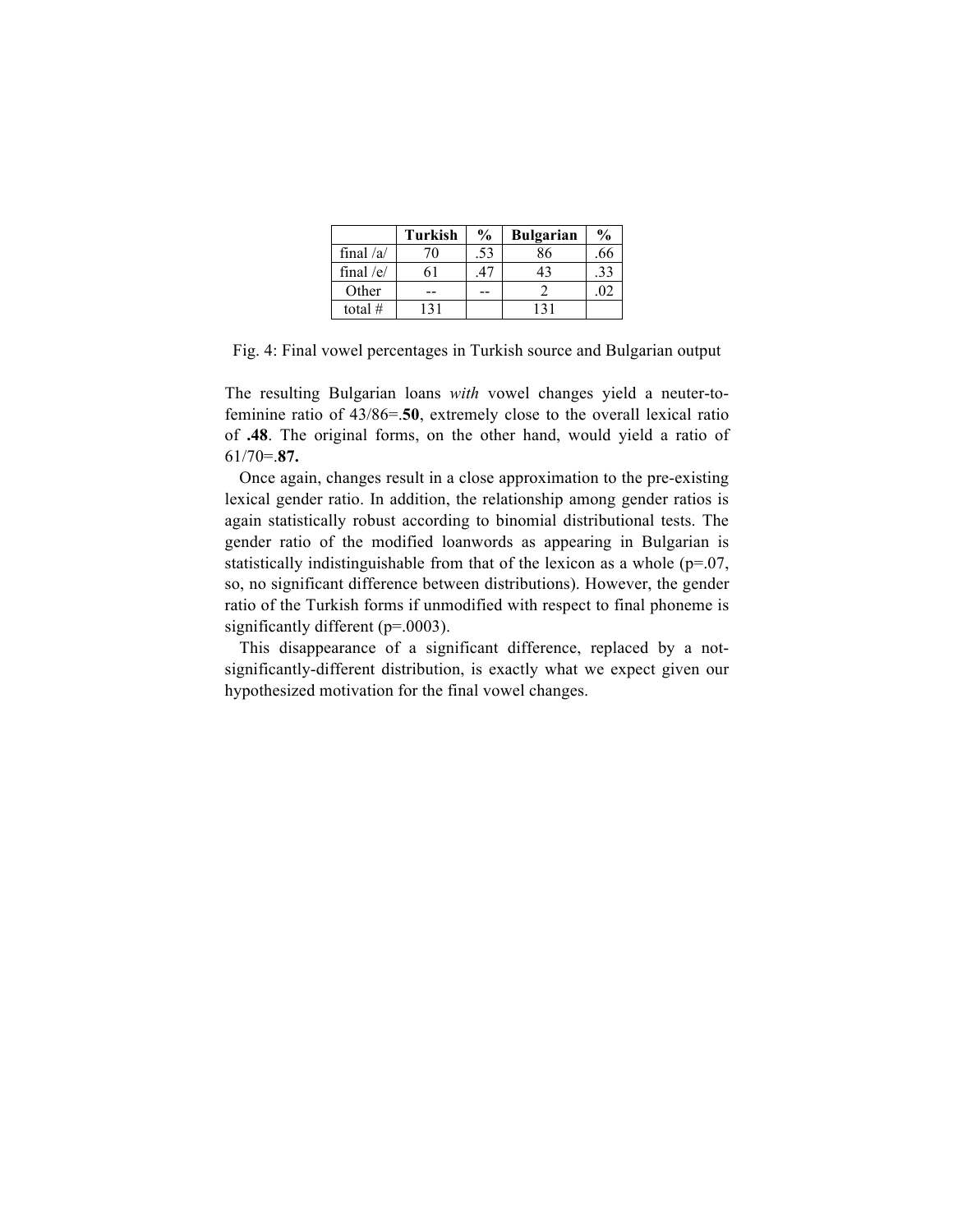| | **Turkish** | **%** | **Bulgarian** | **%** |
|---|---|---|---|---|
| final /a/ | 70 | .53 | 86 | .66 |
| final /e/ | 61 | .47 | 43 | .33 |
| Other | -- | -- | 2 | .02 |
| total # | 131 | | 131 | |

Fig. 4: Final vowel percentages in Turkish source and Bulgarian output

The resulting Bulgarian loans *with* vowel changes yield a neuter-to-feminine ratio of 43/86=.**50**, extremely close to the overall lexical ratio of **.48**. The original forms, on the other hand, would yield a ratio of 61/70=.**87.**

Once again, changes result in a close approximation to the pre-existing lexical gender ratio. In addition, the relationship among gender ratios is again statistically robust according to binomial distributional tests. The gender ratio of the modified loanwords as appearing in Bulgarian is statistically indistinguishable from that of the lexicon as a whole ($p=.07$, so, no significant difference between distributions). However, the gender ratio of the Turkish forms if unmodified with respect to final phoneme is significantly different ($p=.0003$).

This disappearance of a significant difference, replaced by a not-significantly-different distribution, is exactly what we expect given our hypothesized motivation for the final vowel changes.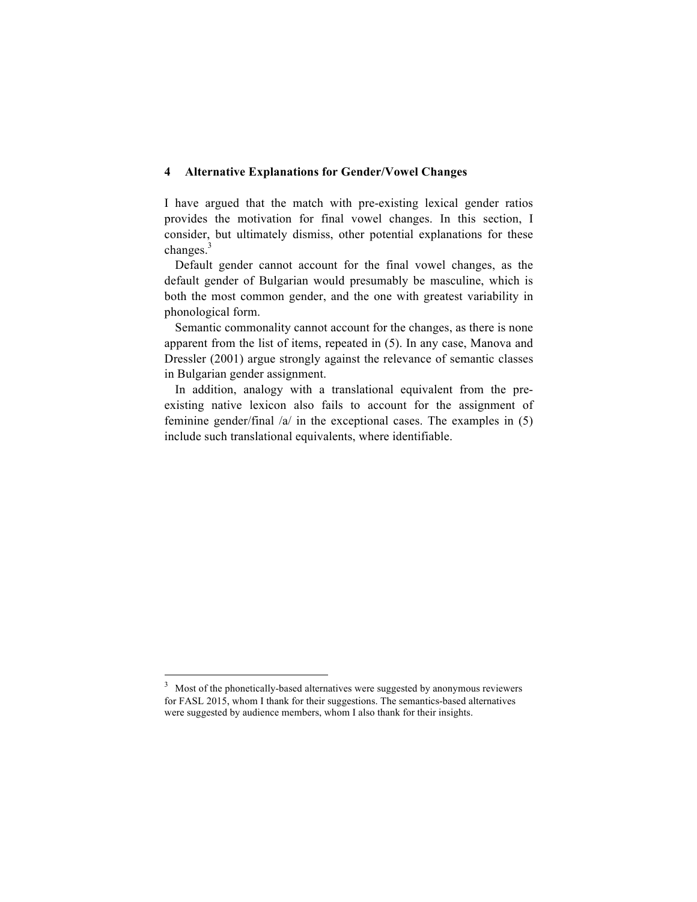## 4 Alternative Explanations for Gender/Vowel Changes

I have argued that the match with pre-existing lexical gender ratios provides the motivation for final vowel changes. In this section, I consider, but ultimately dismiss, other potential explanations for these changes.[3]

Default gender cannot account for the final vowel changes, as the default gender of Bulgarian would presumably be masculine, which is both the most common gender, and the one with greatest variability in phonological form.

Semantic commonality cannot account for the changes, as there is none apparent from the list of items, repeated in (5). In any case, Manova and Dressler (2001) argue strongly against the relevance of semantic classes in Bulgarian gender assignment.

In addition, analogy with a translational equivalent from the pre-existing native lexicon also fails to account for the assignment of feminine gender/final /a/ in the exceptional cases. The examples in (5) include such translational equivalents, where identifiable.

---

[3] Most of the phonetically-based alternatives were suggested by anonymous reviewers for FASL 2015, whom I thank for their suggestions. The semantics-based alternatives were suggested by audience members, whom I also thank for their insights.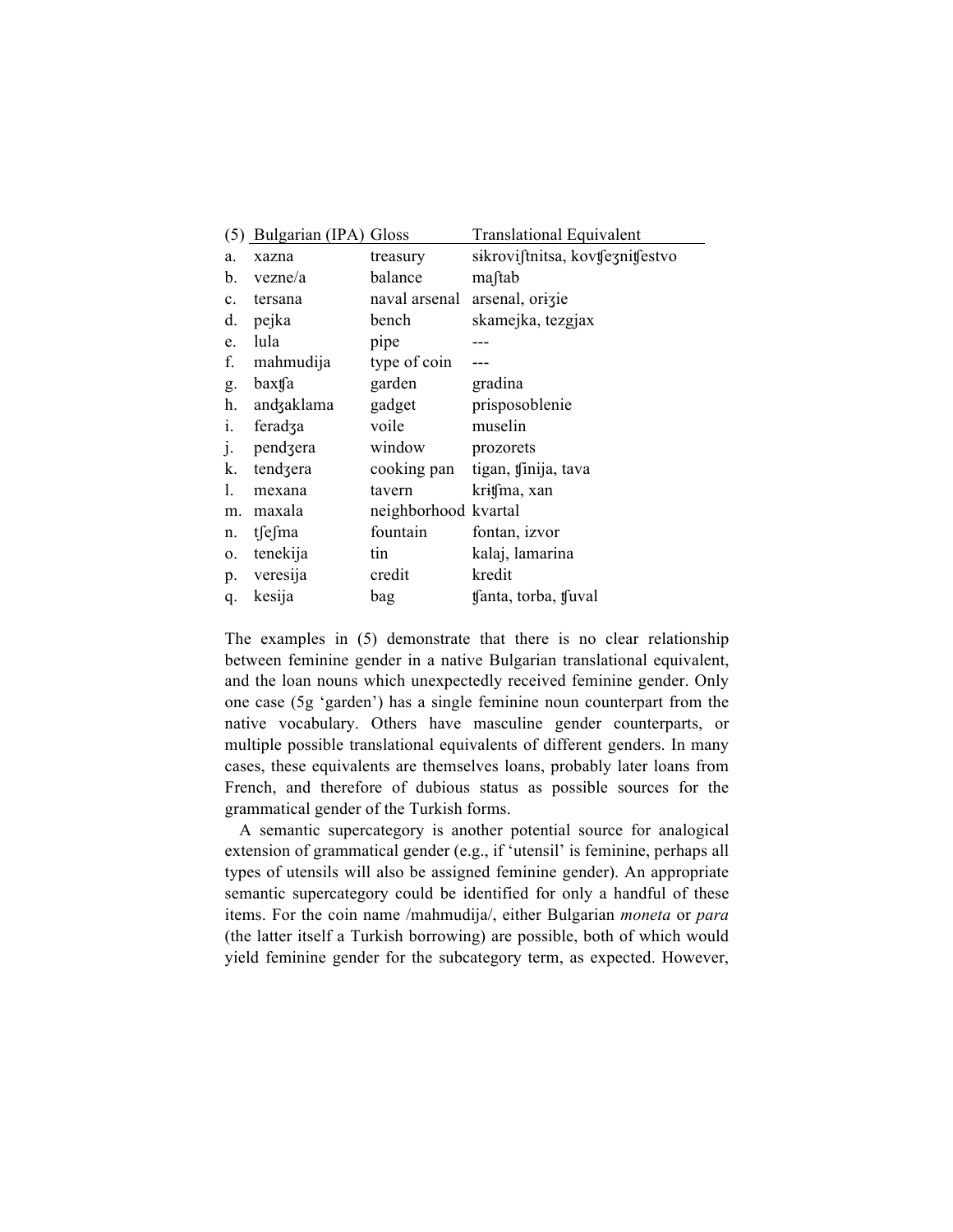| (5) | Bulgarian (IPA) | Gloss | Translational Equivalent |
|---|---|---|---|
| a. | xazna | treasury | sikroviʃtnitsa, kovʧeʒniʧestvo |
| b. | vezne/a | balance | maʃtab |
| c. | tersana | naval arsenal | arsenal, oriʒie |
| d. | pejka | bench | skamejka, tezgjax |
| e. | lula | pipe | --- |
| f. | mahmudija | type of coin | --- |
| g. | baxʧa | garden | gradina |
| h. | anʤaklama | gadget | prisposoblenie |
| i. | feradʒa | voile | muselin |
| j. | pendʒera | window | prozorets |
| k. | tendʒera | cooking pan | tigan, ʧinija, tava |
| l. | mexana | tavern | kriʧma, xan |
| m. | maxala | neighborhood | kvartal |
| n. | tʃeʃma | fountain | fontan, izvor |
| o. | tenekija | tin | kalaj, lamarina |
| p. | veresija | credit | kredit |
| q. | kesija | bag | ʧanta, torba, ʧuval |

The examples in (5) demonstrate that there is no clear relationship between feminine gender in a native Bulgarian translational equivalent, and the loan nouns which unexpectedly received feminine gender. Only one case (5g 'garden') has a single feminine noun counterpart from the native vocabulary. Others have masculine gender counterparts, or multiple possible translational equivalents of different genders. In many cases, these equivalents are themselves loans, probably later loans from French, and therefore of dubious status as possible sources for the grammatical gender of the Turkish forms.

A semantic supercategory is another potential source for analogical extension of grammatical gender (e.g., if 'utensil' is feminine, perhaps all types of utensils will also be assigned feminine gender). An appropriate semantic supercategory could be identified for only a handful of these items. For the coin name /mahmudija/, either Bulgarian *moneta* or *para* (the latter itself a Turkish borrowing) are possible, both of which would yield feminine gender for the subcategory term, as expected. However,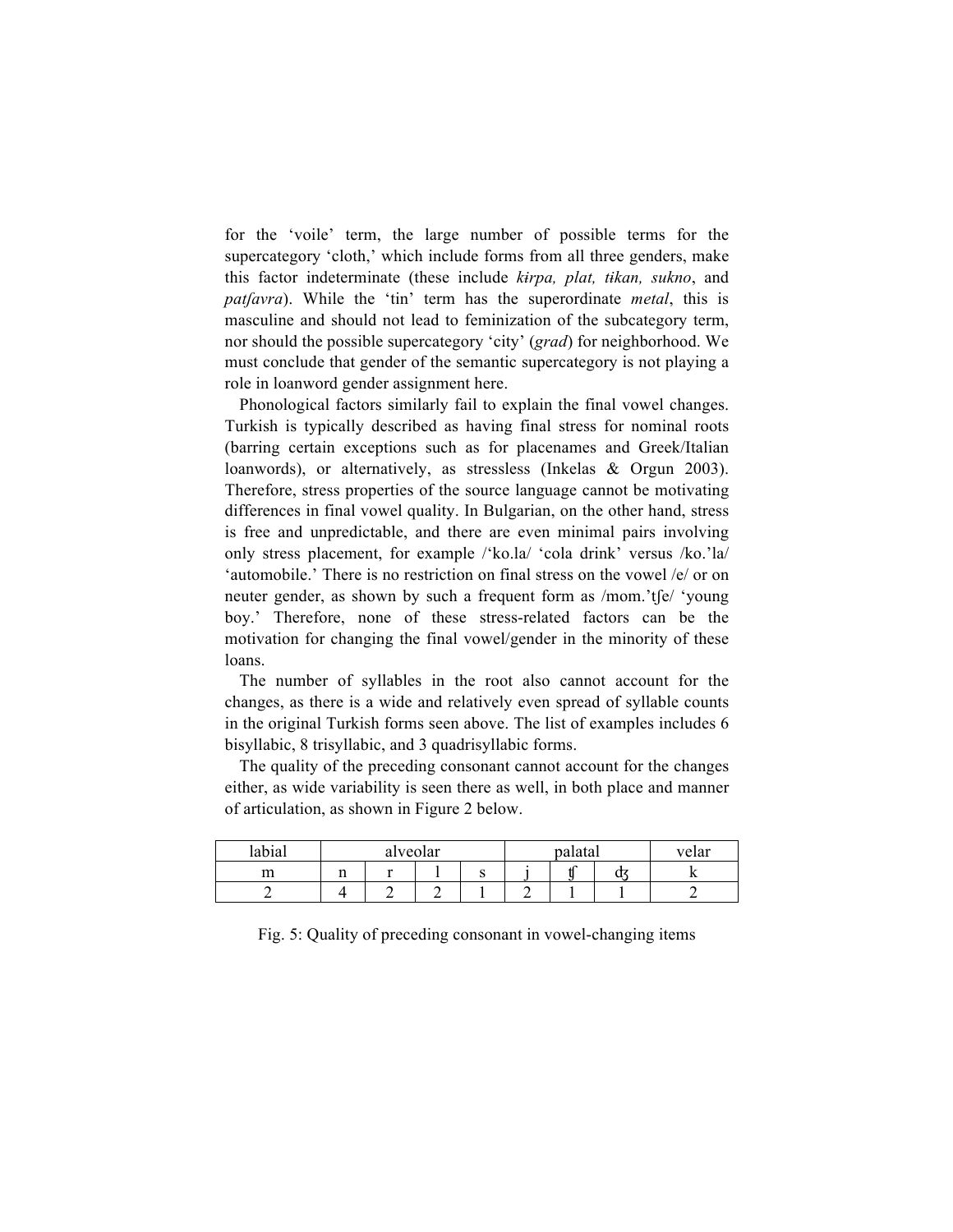for the ‘voile’ term, the large number of possible terms for the supercategory ‘cloth,’ which include forms from all three genders, make this factor indeterminate (these include *kɨrpa, plat, tikan, sukno*, and *patʃavra*). While the ‘tin’ term has the superordinate *metal*, this is masculine and should not lead to feminization of the subcategory term, nor should the possible supercategory ‘city’ (*grad*) for neighborhood. We must conclude that gender of the semantic supercategory is not playing a role in loanword gender assignment here.

Phonological factors similarly fail to explain the final vowel changes. Turkish is typically described as having final stress for nominal roots (barring certain exceptions such as for placenames and Greek/Italian loanwords), or alternatively, as stressless (Inkelas & Orgun 2003). Therefore, stress properties of the source language cannot be motivating differences in final vowel quality. In Bulgarian, on the other hand, stress is free and unpredictable, and there are even minimal pairs involving only stress placement, for example /‘ko.la/ ‘cola drink’ versus /ko.’la/ ‘automobile.’ There is no restriction on final stress on the vowel /e/ or on neuter gender, as shown by such a frequent form as /mom.’tʃe/ ‘young boy.’ Therefore, none of these stress-related factors can be the motivation for changing the final vowel/gender in the minority of these loans.

The number of syllables in the root also cannot account for the changes, as there is a wide and relatively even spread of syllable counts in the original Turkish forms seen above. The list of examples includes 6 bisyllabic, 8 trisyllabic, and 3 quadrisyllabic forms.

The quality of the preceding consonant cannot account for the changes either, as wide variability is seen there as well, in both place and manner of articulation, as shown in Figure 2 below.

| labial | alveolar | | | | palatal | | | velar |
|---|---|---|---|---|---|---|---|---|
| m | n | r | l | s | j | ʧ | ʤ | k |
| 2 | 4 | 2 | 2 | 1 | 2 | 1 | 1 | 2 |

Fig. 5: Quality of preceding consonant in vowel-changing items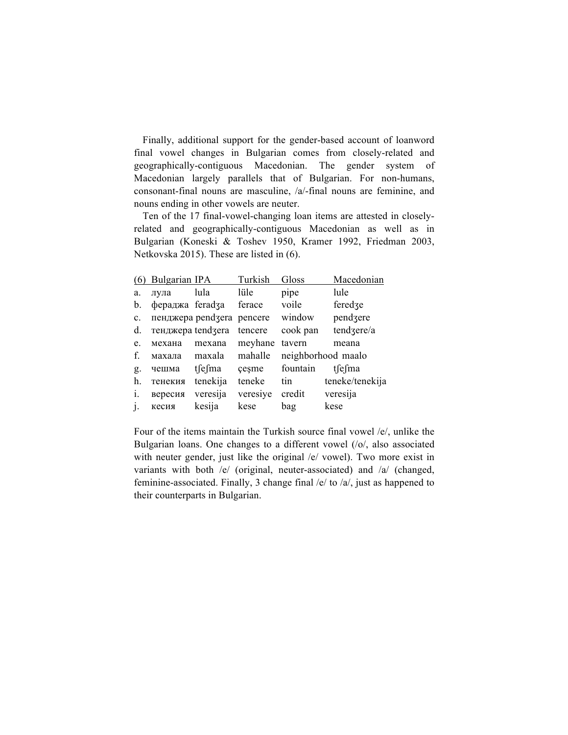Finally, additional support for the gender-based account of loanword final vowel changes in Bulgarian comes from closely-related and geographically-contiguous Macedonian. The gender system of Macedonian largely parallels that of Bulgarian. For non-humans, consonant-final nouns are masculine, /a/-final nouns are feminine, and nouns ending in other vowels are neuter.

Ten of the 17 final-vowel-changing loan items are attested in closely-related and geographically-contiguous Macedonian as well as in Bulgarian (Koneski & Toshev 1950, Kramer 1992, Friedman 2003, Netkovska 2015). These are listed in (6).

| (6) | Bulgarian | IPA | Turkish | Gloss | Macedonian |
|---|---|---|---|---|---|
| a. | лула | lula | lüle | pipe | lule |
| b. | фераджа | feradʒa | ferace | voile | feredʒe |
| c. | пенджера | pendʒera | pencere | window | pendʒere |
| d. | тенджера | tendʒera | tencere | cook pan | tendʒere/a |
| e. | механа | mexana | meyhane | tavern | meana |
| f. | махала | maxala | mahalle | neighborhood | maalo |
| g. | чешма | tʃeʃma | çeşme | fountain | tʃeʃma |
| h. | тенекия | tenekija | teneke | tin | teneke/tenekija |
| i. | вересия | veresija | veresiye | credit | veresija |
| j. | кесия | kesija | kese | bag | kese |

Four of the items maintain the Turkish source final vowel /e/, unlike the Bulgarian loans. One changes to a different vowel (/o/, also associated with neuter gender, just like the original /e/ vowel). Two more exist in variants with both /e/ (original, neuter-associated) and /a/ (changed, feminine-associated. Finally, 3 change final /e/ to /a/, just as happened to their counterparts in Bulgarian.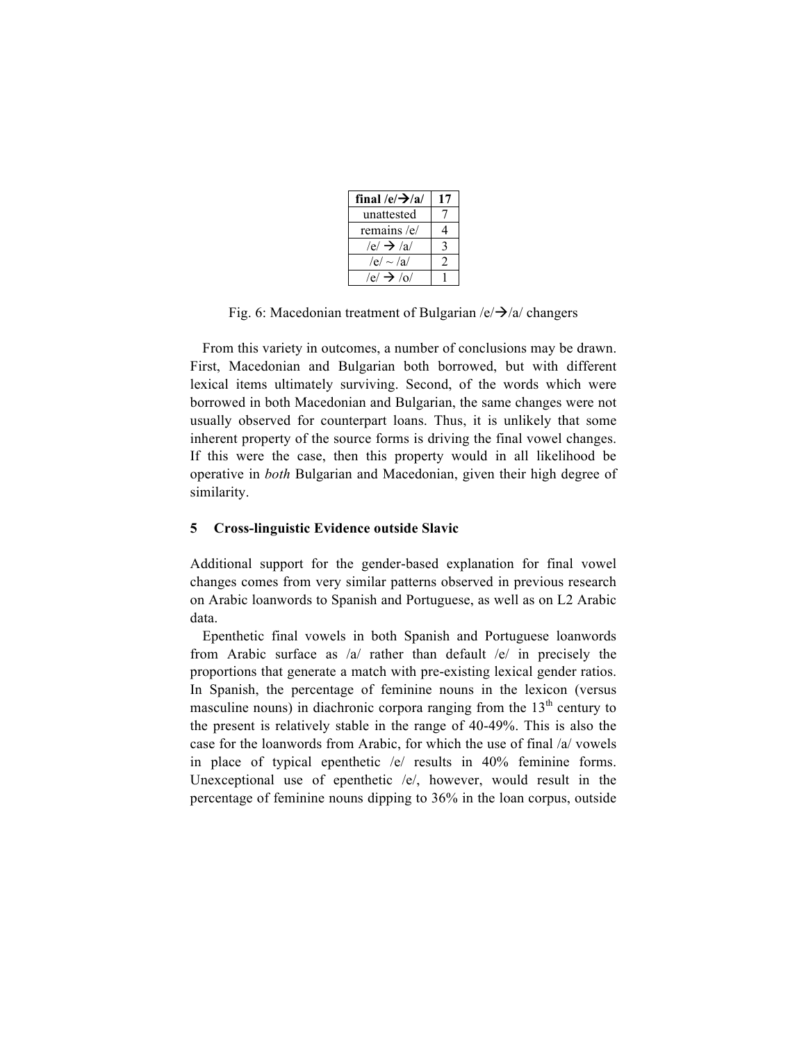| final /e/→/a/ | 17 |
|---|---|
| unattested | 7 |
| remains /e/ | 4 |
| /e/ → /a/ | 3 |
| /e/ ~ /a/ | 2 |
| /e/ → /o/ | 1 |

Fig. 6: Macedonian treatment of Bulgarian /e/→/a/ changers

From this variety in outcomes, a number of conclusions may be drawn. First, Macedonian and Bulgarian both borrowed, but with different lexical items ultimately surviving. Second, of the words which were borrowed in both Macedonian and Bulgarian, the same changes were not usually observed for counterpart loans. Thus, it is unlikely that some inherent property of the source forms is driving the final vowel changes. If this were the case, then this property would in all likelihood be operative in *both* Bulgarian and Macedonian, given their high degree of similarity.

## 5 Cross-linguistic Evidence outside Slavic

Additional support for the gender-based explanation for final vowel changes comes from very similar patterns observed in previous research on Arabic loanwords to Spanish and Portuguese, as well as on L2 Arabic data.

Epenthetic final vowels in both Spanish and Portuguese loanwords from Arabic surface as /a/ rather than default /e/ in precisely the proportions that generate a match with pre-existing lexical gender ratios. In Spanish, the percentage of feminine nouns in the lexicon (versus masculine nouns) in diachronic corpora ranging from the 13th century to the present is relatively stable in the range of 40-49%. This is also the case for the loanwords from Arabic, for which the use of final /a/ vowels in place of typical epenthetic /e/ results in 40% feminine forms. Unexceptional use of epenthetic /e/, however, would result in the percentage of feminine nouns dipping to 36% in the loan corpus, outside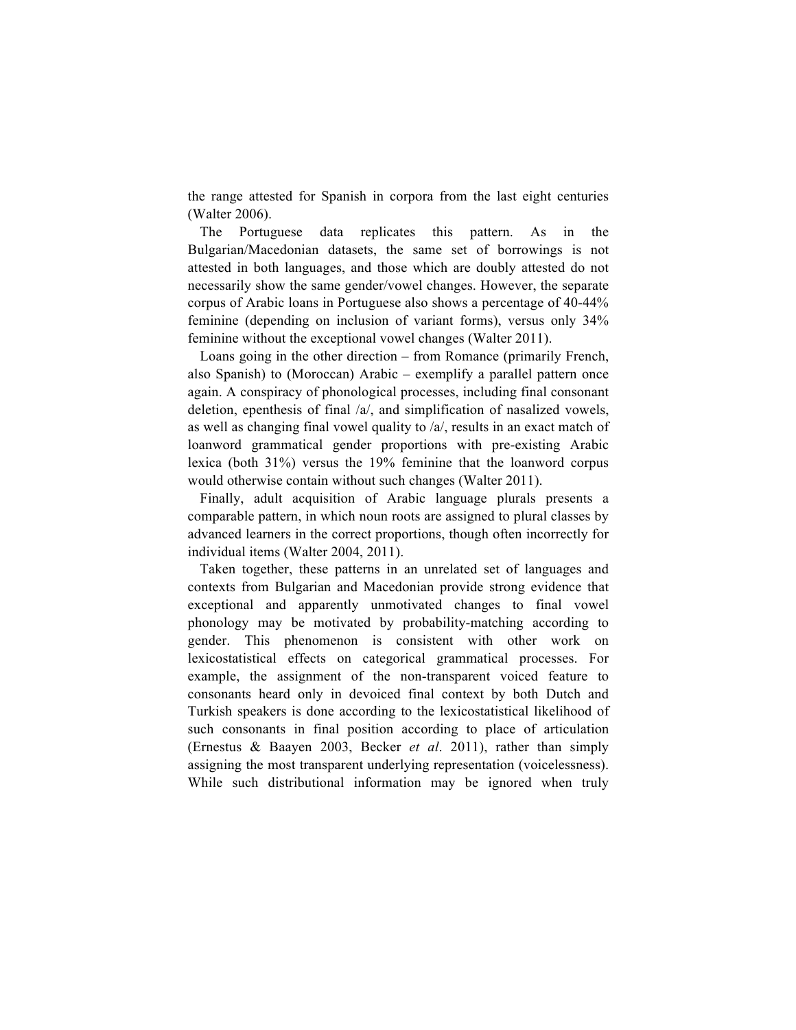the range attested for Spanish in corpora from the last eight centuries (Walter 2006).

The Portuguese data replicates this pattern. As in the Bulgarian/Macedonian datasets, the same set of borrowings is not attested in both languages, and those which are doubly attested do not necessarily show the same gender/vowel changes. However, the separate corpus of Arabic loans in Portuguese also shows a percentage of 40-44% feminine (depending on inclusion of variant forms), versus only 34% feminine without the exceptional vowel changes (Walter 2011).

Loans going in the other direction – from Romance (primarily French, also Spanish) to (Moroccan) Arabic – exemplify a parallel pattern once again. A conspiracy of phonological processes, including final consonant deletion, epenthesis of final /a/, and simplification of nasalized vowels, as well as changing final vowel quality to /a/, results in an exact match of loanword grammatical gender proportions with pre-existing Arabic lexica (both 31%) versus the 19% feminine that the loanword corpus would otherwise contain without such changes (Walter 2011).

Finally, adult acquisition of Arabic language plurals presents a comparable pattern, in which noun roots are assigned to plural classes by advanced learners in the correct proportions, though often incorrectly for individual items (Walter 2004, 2011).

Taken together, these patterns in an unrelated set of languages and contexts from Bulgarian and Macedonian provide strong evidence that exceptional and apparently unmotivated changes to final vowel phonology may be motivated by probability-matching according to gender. This phenomenon is consistent with other work on lexicostatistical effects on categorical grammatical processes. For example, the assignment of the non-transparent voiced feature to consonants heard only in devoiced final context by both Dutch and Turkish speakers is done according to the lexicostatistical likelihood of such consonants in final position according to place of articulation (Ernestus & Baayen 2003, Becker *et al*. 2011), rather than simply assigning the most transparent underlying representation (voicelessness). While such distributional information may be ignored when truly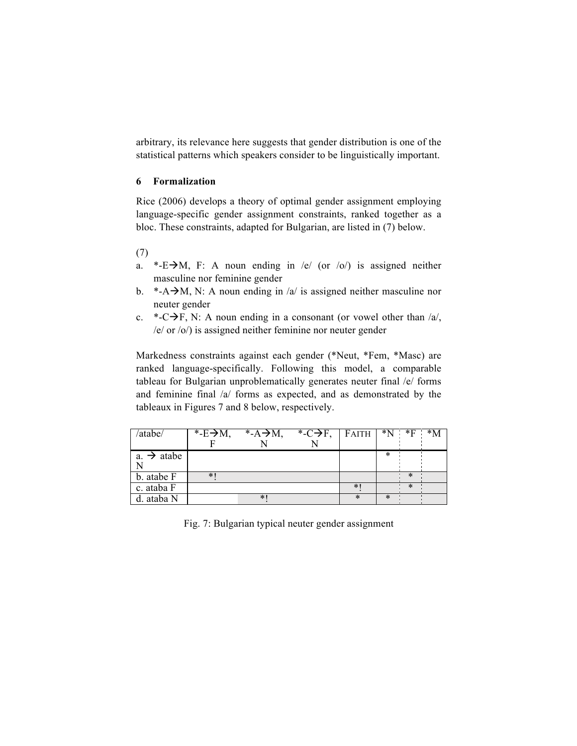arbitrary, its relevance here suggests that gender distribution is one of the statistical patterns which speakers consider to be linguistically important.

## 6 Formalization

Rice (2006) develops a theory of optimal gender assignment employing language-specific gender assignment constraints, ranked together as a bloc. These constraints, adapted for Bulgarian, are listed in (7) below.

(7)

a. *-E→M, F: A noun ending in /e/ (or /o/) is assigned neither masculine nor feminine gender
b. *-A→M, N: A noun ending in /a/ is assigned neither masculine nor neuter gender
c. *-C→F, N: A noun ending in a consonant (or vowel other than /a/, /e/ or /o/) is assigned neither feminine nor neuter gender

Markedness constraints against each gender (*Neut, *Fem, *Masc) are ranked language-specifically. Following this model, a comparable tableau for Bulgarian unproblematically generates neuter final /e/ forms and feminine final /a/ forms as expected, and as demonstrated by the tableaux in Figures 7 and 8 below, respectively.

| /atabe/ | *-E→M, F | *-A→M, N | *-C→F, N | FAITH | *N | *F | *M |
|---|---|---|---|---|---|---|---|
| a. → atabe N | | | | | * | | |
| b. atabe F | *! | | | | | * | |
| c. ataba F | | | | *! | | * | |
| d. ataba N | | *! | | * | * | | |

Fig. 7: Bulgarian typical neuter gender assignment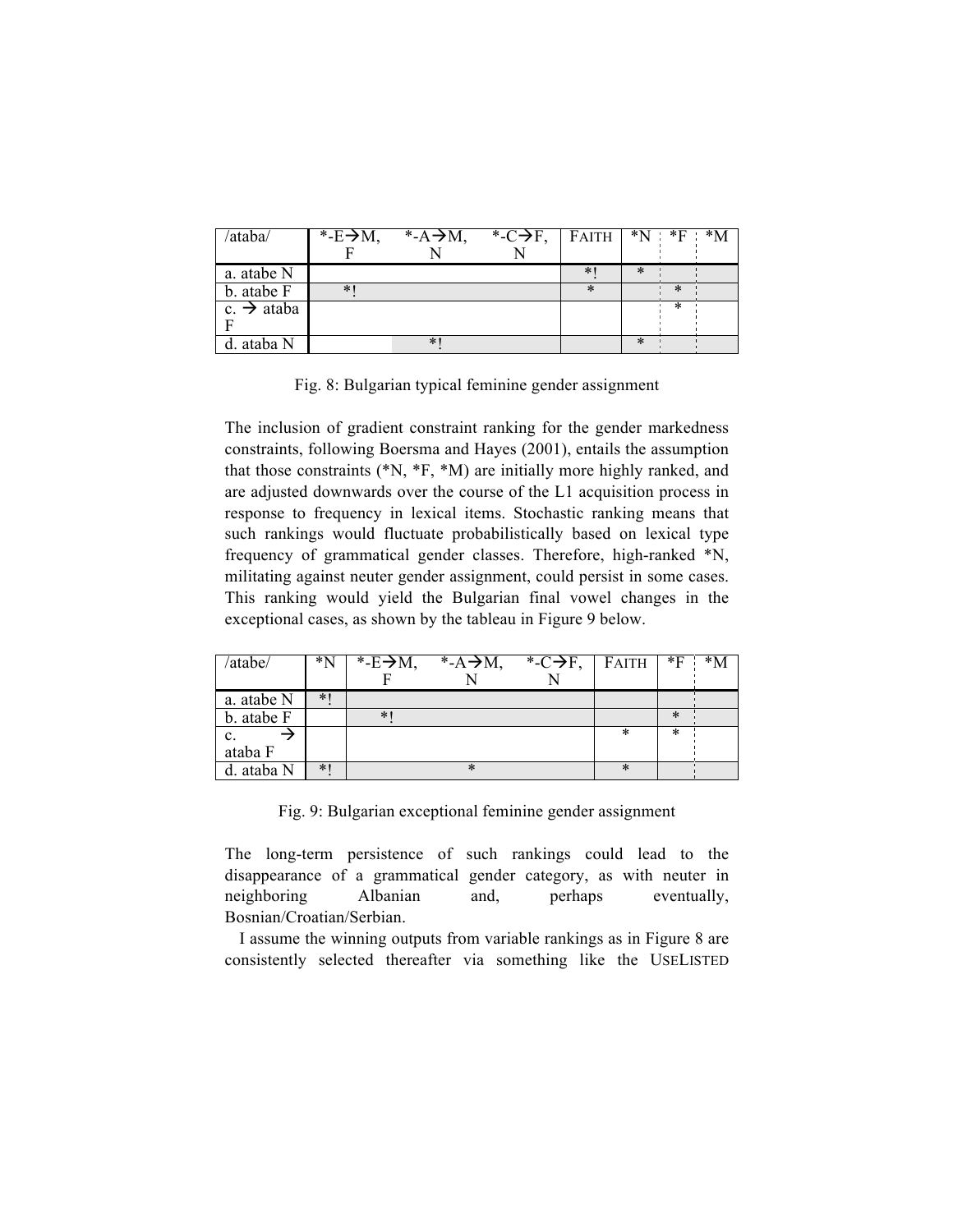| /ataba/ | *-E→M, F | *-A→M, N | *-C→F, N | FAITH | *N | *F | *M |
|---|---|---|---|---|---|---|---|
| a. atabe N | | | | *! | * | | |
| b. atabe F | *! | | | * | | * | |
| c. → ataba F | | | | | | * | |
| d. ataba N | | *! | | | * | | |

Fig. 8: Bulgarian typical feminine gender assignment

The inclusion of gradient constraint ranking for the gender markedness constraints, following Boersma and Hayes (2001), entails the assumption that those constraints (*N, *F, *M) are initially more highly ranked, and are adjusted downwards over the course of the L1 acquisition process in response to frequency in lexical items. Stochastic ranking means that such rankings would fluctuate probabilistically based on lexical type frequency of grammatical gender classes. Therefore, high-ranked *N, militating against neuter gender assignment, could persist in some cases. This ranking would yield the Bulgarian final vowel changes in the exceptional cases, as shown by the tableau in Figure 9 below.

| /atabe/ | *N | *-E→M, F | *-A→M, N | *-C→F, N | FAITH | *F | *M |
|---|---|---|---|---|---|---|---|
| a. atabe N | *! | | | | | | |
| b. atabe F | | *! | | | | * | |
| c. → ataba F | | | | | * | * | |
| d. ataba N | *! | | * | | * | | |

Fig. 9: Bulgarian exceptional feminine gender assignment

The long-term persistence of such rankings could lead to the disappearance of a grammatical gender category, as with neuter in neighboring Albanian and, perhaps eventually, Bosnian/Croatian/Serbian.

I assume the winning outputs from variable rankings as in Figure 8 are consistently selected thereafter via something like the USELISTED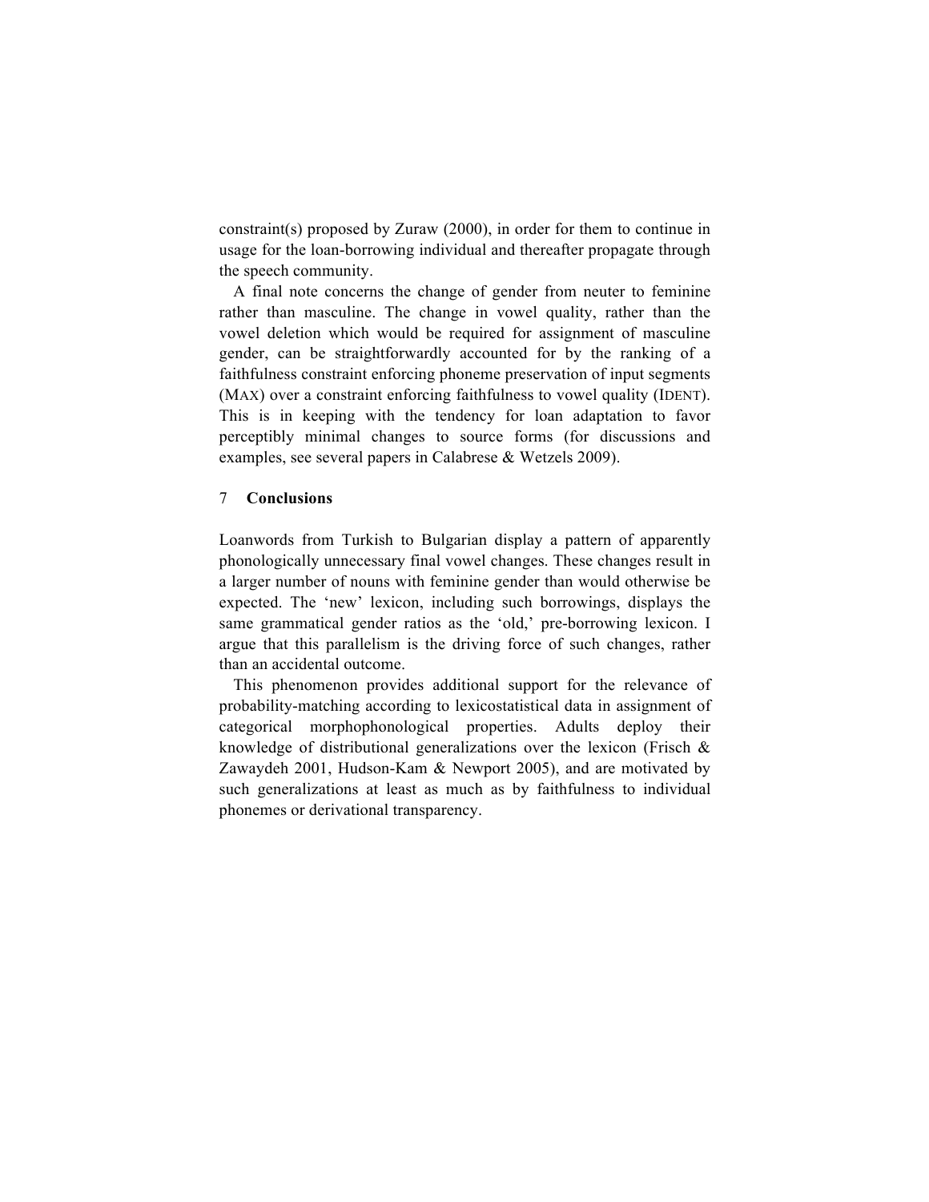constraint(s) proposed by Zuraw (2000), in order for them to continue in usage for the loan-borrowing individual and thereafter propagate through the speech community.

A final note concerns the change of gender from neuter to feminine rather than masculine. The change in vowel quality, rather than the vowel deletion which would be required for assignment of masculine gender, can be straightforwardly accounted for by the ranking of a faithfulness constraint enforcing phoneme preservation of input segments (MAX) over a constraint enforcing faithfulness to vowel quality (IDENT). This is in keeping with the tendency for loan adaptation to favor perceptibly minimal changes to source forms (for discussions and examples, see several papers in Calabrese & Wetzels 2009).

## 7 Conclusions

Loanwords from Turkish to Bulgarian display a pattern of apparently phonologically unnecessary final vowel changes. These changes result in a larger number of nouns with feminine gender than would otherwise be expected. The 'new' lexicon, including such borrowings, displays the same grammatical gender ratios as the 'old,' pre-borrowing lexicon. I argue that this parallelism is the driving force of such changes, rather than an accidental outcome.

This phenomenon provides additional support for the relevance of probability-matching according to lexicostatistical data in assignment of categorical morphophonological properties. Adults deploy their knowledge of distributional generalizations over the lexicon (Frisch & Zawaydeh 2001, Hudson-Kam & Newport 2005), and are motivated by such generalizations at least as much as by faithfulness to individual phonemes or derivational transparency.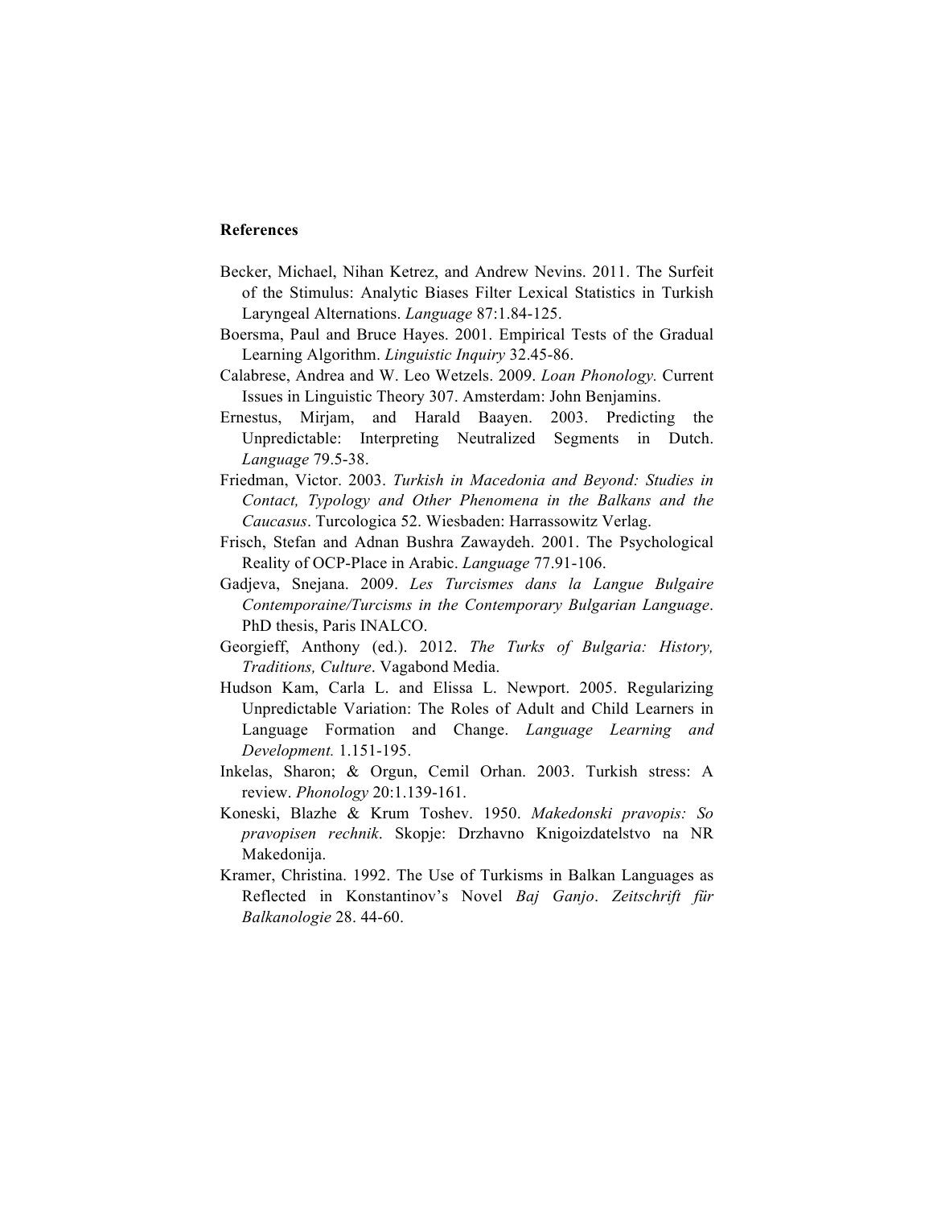**References**

Becker, Michael, Nihan Ketrez, and Andrew Nevins. 2011. The Surfeit of the Stimulus: Analytic Biases Filter Lexical Statistics in Turkish Laryngeal Alternations. *Language* 87:1.84-125.

Boersma, Paul and Bruce Hayes. 2001. Empirical Tests of the Gradual Learning Algorithm. *Linguistic Inquiry* 32.45-86.

Calabrese, Andrea and W. Leo Wetzels. 2009. *Loan Phonology.* Current Issues in Linguistic Theory 307. Amsterdam: John Benjamins.

Ernestus, Mirjam, and Harald Baayen. 2003. Predicting the Unpredictable: Interpreting Neutralized Segments in Dutch. *Language* 79.5-38.

Friedman, Victor. 2003. *Turkish in Macedonia and Beyond: Studies in Contact, Typology and Other Phenomena in the Balkans and the Caucasus*. Turcologica 52. Wiesbaden: Harrassowitz Verlag.

Frisch, Stefan and Adnan Bushra Zawaydeh. 2001. The Psychological Reality of OCP-Place in Arabic. *Language* 77.91-106.

Gadjeva, Snejana. 2009. *Les Turcismes dans la Langue Bulgaire Contemporaine/Turcisms in the Contemporary Bulgarian Language*. PhD thesis, Paris INALCO.

Georgieff, Anthony (ed.). 2012. *The Turks of Bulgaria: History, Traditions, Culture*. Vagabond Media.

Hudson Kam, Carla L. and Elissa L. Newport. 2005. Regularizing Unpredictable Variation: The Roles of Adult and Child Learners in Language Formation and Change. *Language Learning and Development.* 1.151-195.

Inkelas, Sharon; & Orgun, Cemil Orhan. 2003. Turkish stress: A review. *Phonology* 20:1.139-161.

Koneski, Blazhe & Krum Toshev. 1950. *Makedonski pravopis: So pravopisen rechnik*. Skopje: Drzhavno Knigoizdatelstvo na NR Makedonija.

Kramer, Christina. 1992. The Use of Turkisms in Balkan Languages as Reflected in Konstantinov's Novel *Baj Ganjo*. *Zeitschrift für Balkanologie* 28. 44-60.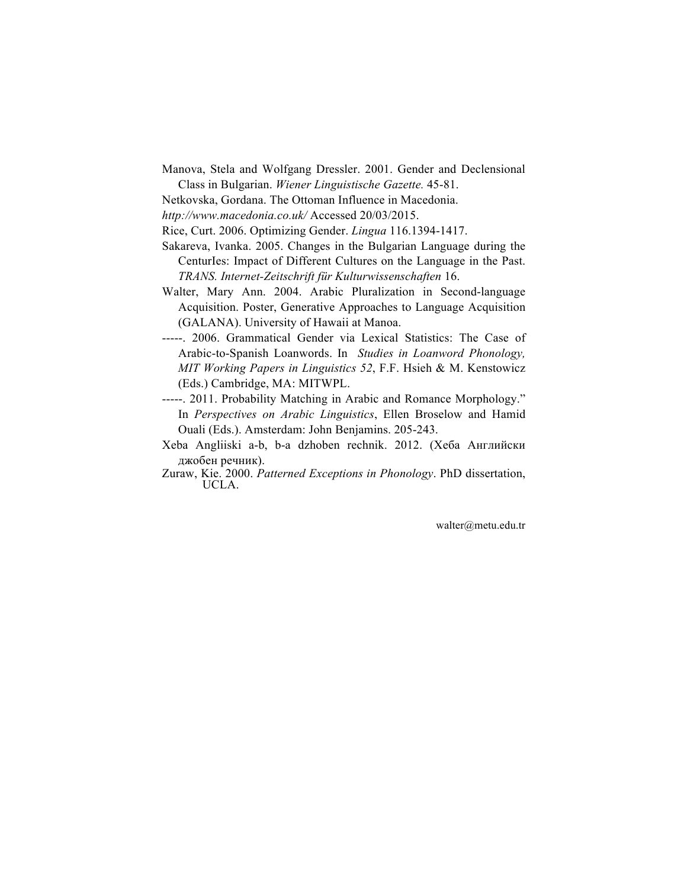Manova, Stela and Wolfgang Dressler. 2001. Gender and Declensional Class in Bulgarian. *Wiener Linguistische Gazette.* 45-81.

Netkovska, Gordana. The Ottoman Influence in Macedonia. *http://www.macedonia.co.uk/* Accessed 20/03/2015.

Rice, Curt. 2006. Optimizing Gender. *Lingua* 116.1394-1417.

Sakareva, Ivanka. 2005. Changes in the Bulgarian Language during the CenturIes: Impact of Different Cultures on the Language in the Past. *TRANS. Internet-Zeitschrift für Kulturwissenschaften* 16.

Walter, Mary Ann. 2004. Arabic Pluralization in Second-language Acquisition. Poster, Generative Approaches to Language Acquisition (GALANA). University of Hawaii at Manoa.

-----. 2006. Grammatical Gender via Lexical Statistics: The Case of Arabic-to-Spanish Loanwords. In *Studies in Loanword Phonology, MIT Working Papers in Linguistics 52*, F.F. Hsieh & M. Kenstowicz (Eds.) Cambridge, MA: MITWPL.

-----. 2011. Probability Matching in Arabic and Romance Morphology." In *Perspectives on Arabic Linguistics*, Ellen Broselow and Hamid Ouali (Eds.). Amsterdam: John Benjamins. 205-243.

Xeba Angliiski a-b, b-a dzhoben rechnik. 2012. (Хеба Английски джобен речник).

Zuraw, Kie. 2000. *Patterned Exceptions in Phonology*. PhD dissertation, UCLA.

walter@metu.edu.tr